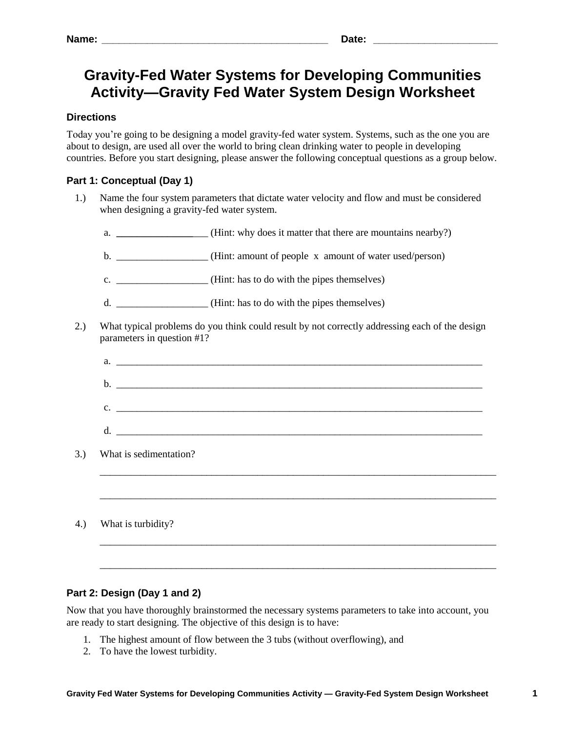Name: ________________________________________ Date: ______________________

# Gravity-Fed Water Systems for Developing Communities Activity—Gravity Fed Water System Design Worksheet

### Directions

Today you're going to be designing a model gravity-fed water system. Systems, such as the one you are about to design, are used all over the world to bring clean drinking water to people in developing countries. Before you start designing, please answer the following conceptual questions as a group below.

### Part 1: Conceptual (Day 1)

1.) Name the four system parameters that dictate water velocity and flow and must be considered when designing a gravity-fed water system.

   a. _________________ (Hint: why does it matter that there are mountains nearby?)

   b. _________________ (Hint: amount of people x amount of water used/person)

   c. _________________ (Hint: has to do with the pipes themselves)

   d. _________________ (Hint: has to do with the pipes themselves)

2.) What typical problems do you think could result by not correctly addressing each of the design parameters in question #1?

   a. ___________________________________________________________________________

   b. ___________________________________________________________________________

   c. ___________________________________________________________________________

   d. ___________________________________________________________________________

3.) What is sedimentation?

_______________________________________________________________________________

_______________________________________________________________________________

4.) What is turbidity?

_______________________________________________________________________________

_______________________________________________________________________________

### Part 2: Design (Day 1 and 2)

Now that you have thoroughly brainstormed the necessary systems parameters to take into account, you are ready to start designing. The objective of this design is to have:

1. The highest amount of flow between the 3 tubs (without overflowing), and
2. To have the lowest turbidity.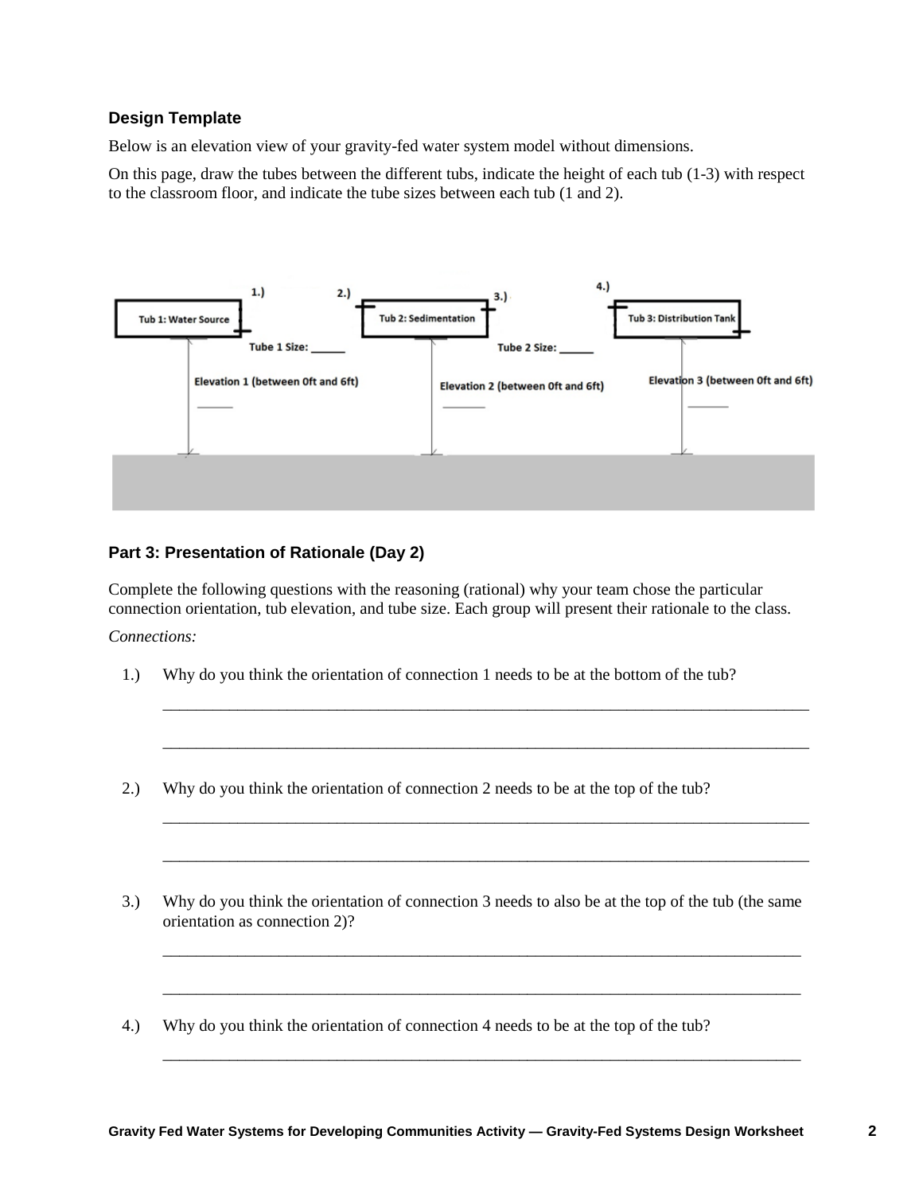### Design Template

Below is an elevation view of your gravity-fed water system model without dimensions.

On this page, draw the tubes between the different tubs, indicate the height of each tub (1-3) with respect to the classroom floor, and indicate the tube sizes between each tub (1 and 2).

1.) 2.) 3.) 4.)

Tub 1: Water Source

Tub 2: Sedimentation

Tub 3: Distribution Tank

Tube 1 Size: ______

Tube 2 Size: ______

Elevation 1 (between 0ft and 6ft) ______

Elevation 2 (between 0ft and 6ft) ______

Elevation 3 (between 0ft and 6ft) ______

### Part 3: Presentation of Rationale (Day 2)

Complete the following questions with the reasoning (rational) why your team chose the particular connection orientation, tub elevation, and tube size. Each group will present their rationale to the class.

*Connections:*

1.) Why do you think the orientation of connection 1 needs to be at the bottom of the tub?

________________________________________________________________________________

________________________________________________________________________________

2.) Why do you think the orientation of connection 2 needs to be at the top of the tub?

________________________________________________________________________________

________________________________________________________________________________

3.) Why do you think the orientation of connection 3 needs to also be at the top of the tub (the same orientation as connection 2)?

________________________________________________________________________________

________________________________________________________________________________

4.) Why do you think the orientation of connection 4 needs to be at the top of the tub?

________________________________________________________________________________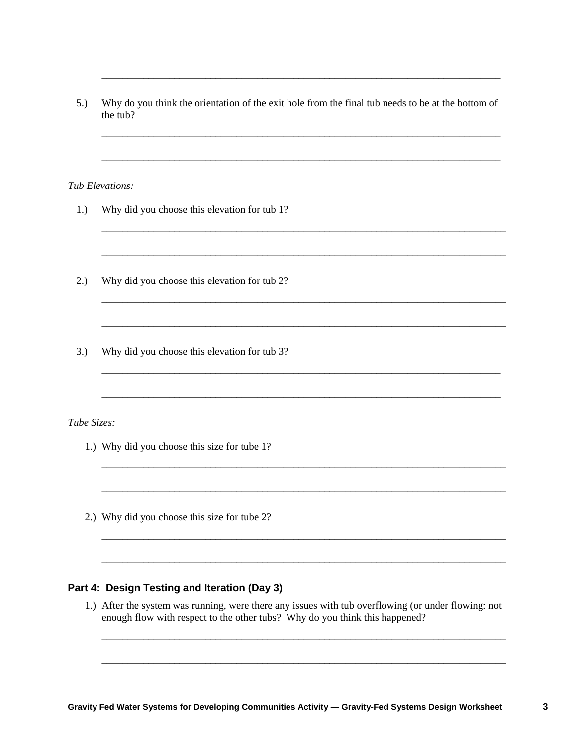______________________________________________________________________________

5.) Why do you think the orientation of the exit hole from the final tub needs to be at the bottom of the tub?

______________________________________________________________________________

______________________________________________________________________________

*Tub Elevations:*

1.) Why did you choose this elevation for tub 1?

______________________________________________________________________________

______________________________________________________________________________

2.) Why did you choose this elevation for tub 2?

______________________________________________________________________________

______________________________________________________________________________

3.) Why did you choose this elevation for tub 3?

______________________________________________________________________________

______________________________________________________________________________

*Tube Sizes:*

1.) Why did you choose this size for tube 1?

______________________________________________________________________________

______________________________________________________________________________

2.) Why did you choose this size for tube 2?

______________________________________________________________________________

______________________________________________________________________________

### Part 4: Design Testing and Iteration (Day 3)

1.) After the system was running, were there any issues with tub overflowing (or under flowing: not enough flow with respect to the other tubs? Why do you think this happened?

______________________________________________________________________________

______________________________________________________________________________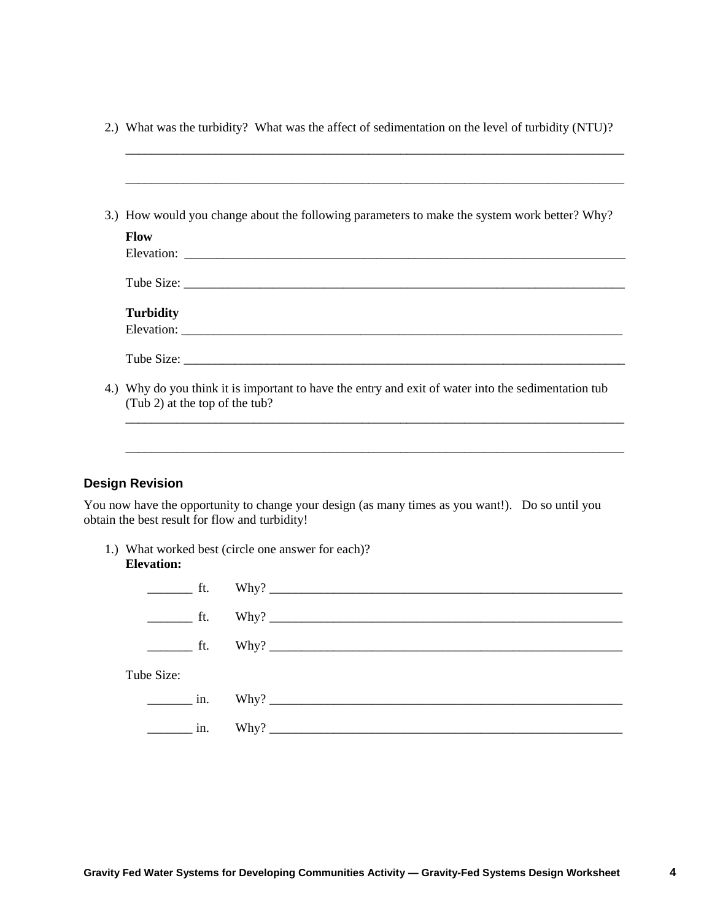2.) What was the turbidity? What was the affect of sedimentation on the level of turbidity (NTU)?

________________________________________________________________________________

________________________________________________________________________________

3.) How would you change about the following parameters to make the system work better? Why?

**Flow**

Elevation: ______________________________________________________________________

Tube Size: ______________________________________________________________________

**Turbidity**

Elevation: ______________________________________________________________________

Tube Size: ______________________________________________________________________

4.) Why do you think it is important to have the entry and exit of water into the sedimentation tub (Tub 2) at the top of the tub?

________________________________________________________________________________

________________________________________________________________________________

## Design Revision

You now have the opportunity to change your design (as many times as you want!). Do so until you obtain the best result for flow and turbidity!

1.) What worked best (circle one answer for each)?

**Elevation:**

_______ ft. Why? ______________________________________________________________

_______ ft. Why? ______________________________________________________________

_______ ft. Why? ______________________________________________________________

Tube Size:

_______ in. Why? ______________________________________________________________

_______ in. Why? ______________________________________________________________